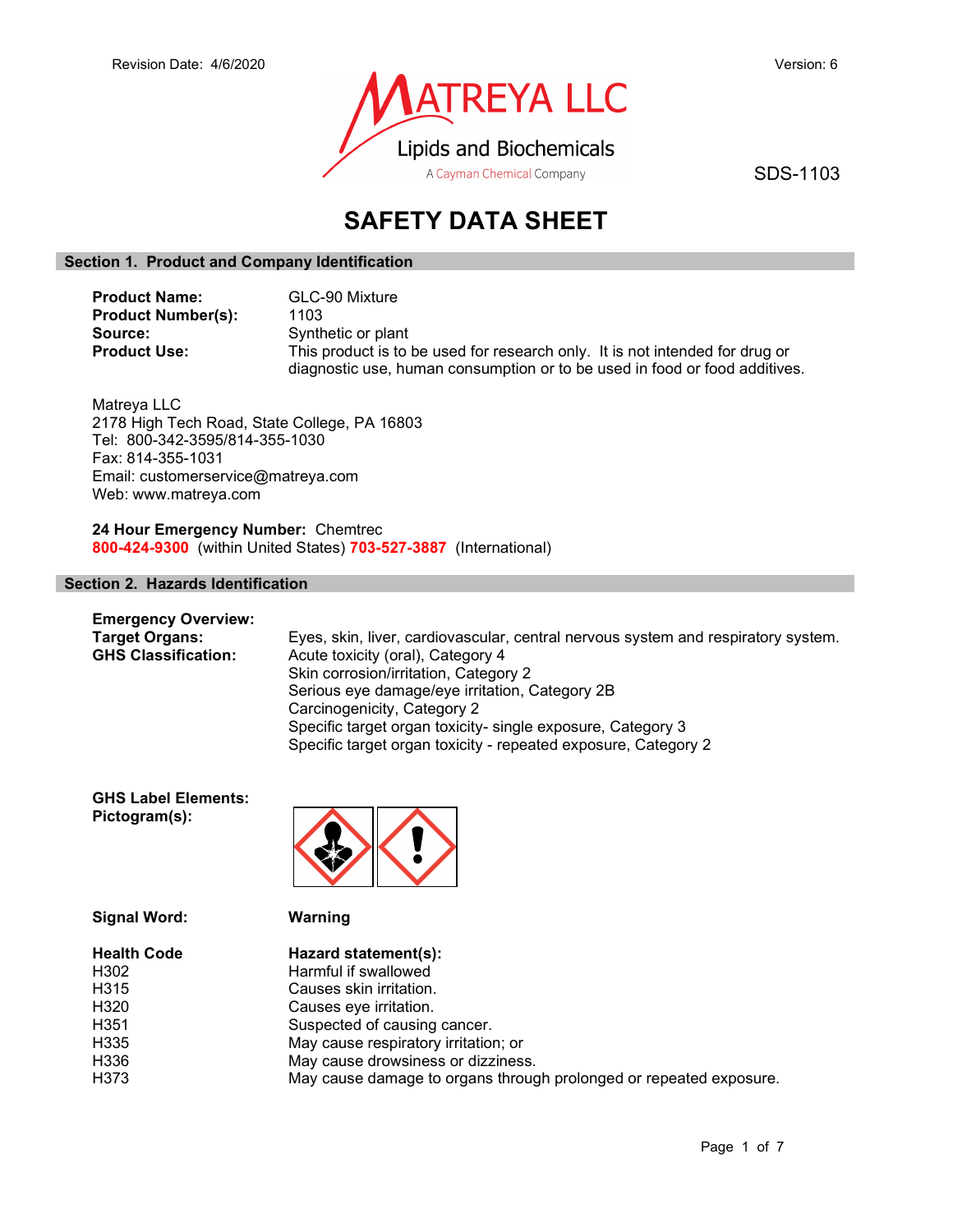Revision Date: 4/6/2020

Version: 6

MATREYA LLC

Lipids and Biochemicals

A Cayman Chemical Company

SDS-1103

# SAFETY DATA SHEET

## Section 1. Product and Company Identification

**Product Name:** GLC-90 Mixture

**Product Number(s):** 1103

**Source:** Synthetic or plant

**Product Use:** This product is to be used for research only. It is not intended for drug or diagnostic use, human consumption or to be used in food or food additives.

Matreya LLC
2178 High Tech Road, State College, PA 16803
Tel: 800-342-3595/814-355-1030
Fax: 814-355-1031
Email: customerservice@matreya.com
Web: www.matreya.com

**24 Hour Emergency Number:** Chemtrec
**800-424-9300** (within United States) **703-527-3887** (International)

## Section 2. Hazards Identification

**Emergency Overview:**

**Target Organs:** Eyes, skin, liver, cardiovascular, central nervous system and respiratory system.

**GHS Classification:**
Acute toxicity (oral), Category 4
Skin corrosion/irritation, Category 2
Serious eye damage/eye irritation, Category 2B
Carcinogenicity, Category 2
Specific target organ toxicity- single exposure, Category 3
Specific target organ toxicity - repeated exposure, Category 2

**GHS Label Elements:**
**Pictogram(s):**

**Signal Word:** **Warning**

| Health Code | Hazard statement(s): |
|---|---|
| H302 | Harmful if swallowed |
| H315 | Causes skin irritation. |
| H320 | Causes eye irritation. |
| H351 | Suspected of causing cancer. |
| H335 | May cause respiratory irritation; or |
| H336 | May cause drowsiness or dizziness. |
| H373 | May cause damage to organs through prolonged or repeated exposure. |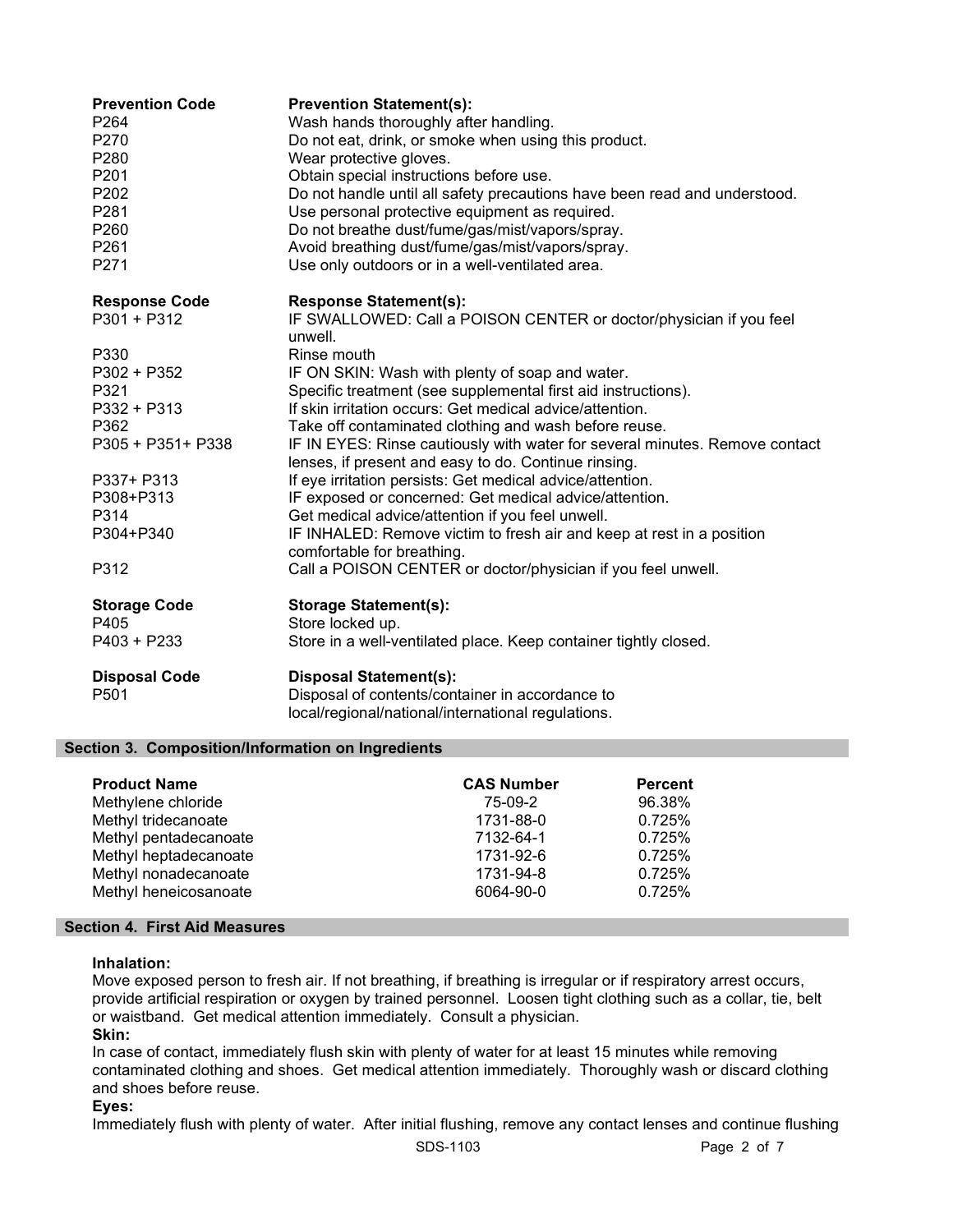| Prevention Code | Prevention Statement(s): |
|---|---|
| P264 | Wash hands thoroughly after handling. |
| P270 | Do not eat, drink, or smoke when using this product. |
| P280 | Wear protective gloves. |
| P201 | Obtain special instructions before use. |
| P202 | Do not handle until all safety precautions have been read and understood. |
| P281 | Use personal protective equipment as required. |
| P260 | Do not breathe dust/fume/gas/mist/vapors/spray. |
| P261 | Avoid breathing dust/fume/gas/mist/vapors/spray. |
| P271 | Use only outdoors or in a well-ventilated area. |

| Response Code | Response Statement(s): |
|---|---|
| P301 + P312 | IF SWALLOWED: Call a POISON CENTER or doctor/physician if you feel unwell. |
| P330 | Rinse mouth |
| P302 + P352 | IF ON SKIN: Wash with plenty of soap and water. |
| P321 | Specific treatment (see supplemental first aid instructions). |
| P332 + P313 | If skin irritation occurs: Get medical advice/attention. |
| P362 | Take off contaminated clothing and wash before reuse. |
| P305 + P351+ P338 | IF IN EYES: Rinse cautiously with water for several minutes. Remove contact lenses, if present and easy to do. Continue rinsing. |
| P337+ P313 | If eye irritation persists: Get medical advice/attention. |
| P308+P313 | IF exposed or concerned: Get medical advice/attention. |
| P314 | Get medical advice/attention if you feel unwell. |
| P304+P340 | IF INHALED: Remove victim to fresh air and keep at rest in a position comfortable for breathing. |
| P312 | Call a POISON CENTER or doctor/physician if you feel unwell. |

| Storage Code | Storage Statement(s): |
|---|---|
| P405 | Store locked up. |
| P403 + P233 | Store in a well-ventilated place. Keep container tightly closed. |

| Disposal Code | Disposal Statement(s): |
|---|---|
| P501 | Disposal of contents/container in accordance to local/regional/national/international regulations. |

## Section 3. Composition/Information on Ingredients

| Product Name | CAS Number | Percent |
|---|---|---|
| Methylene chloride | 75-09-2 | 96.38% |
| Methyl tridecanoate | 1731-88-0 | 0.725% |
| Methyl pentadecanoate | 7132-64-1 | 0.725% |
| Methyl heptadecanoate | 1731-92-6 | 0.725% |
| Methyl nonadecanoate | 1731-94-8 | 0.725% |
| Methyl heneicosanoate | 6064-90-0 | 0.725% |

## Section 4. First Aid Measures

**Inhalation:**

Move exposed person to fresh air. If not breathing, if breathing is irregular or if respiratory arrest occurs, provide artificial respiration or oxygen by trained personnel. Loosen tight clothing such as a collar, tie, belt or waistband. Get medical attention immediately. Consult a physician.

**Skin:**

In case of contact, immediately flush skin with plenty of water for at least 15 minutes while removing contaminated clothing and shoes. Get medical attention immediately. Thoroughly wash or discard clothing and shoes before reuse.

**Eyes:**

Immediately flush with plenty of water. After initial flushing, remove any contact lenses and continue flushing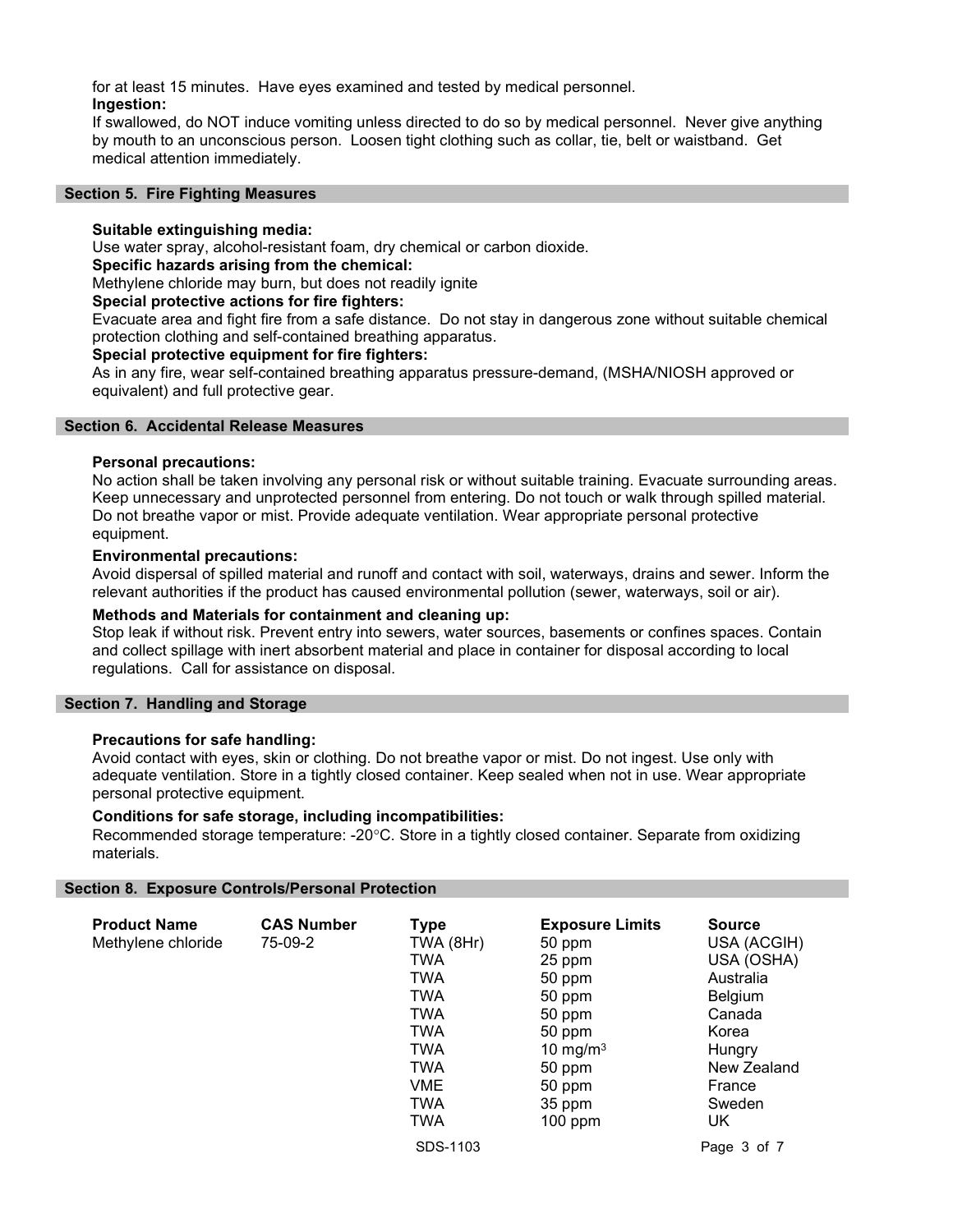for at least 15 minutes. Have eyes examined and tested by medical personnel.

**Ingestion:**

If swallowed, do NOT induce vomiting unless directed to do so by medical personnel. Never give anything by mouth to an unconscious person. Loosen tight clothing such as collar, tie, belt or waistband. Get medical attention immediately.

## Section 5. Fire Fighting Measures

**Suitable extinguishing media:**

Use water spray, alcohol-resistant foam, dry chemical or carbon dioxide.

**Specific hazards arising from the chemical:**

Methylene chloride may burn, but does not readily ignite

**Special protective actions for fire fighters:**

Evacuate area and fight fire from a safe distance. Do not stay in dangerous zone without suitable chemical protection clothing and self-contained breathing apparatus.

**Special protective equipment for fire fighters:**

As in any fire, wear self-contained breathing apparatus pressure-demand, (MSHA/NIOSH approved or equivalent) and full protective gear.

## Section 6. Accidental Release Measures

**Personal precautions:**

No action shall be taken involving any personal risk or without suitable training. Evacuate surrounding areas. Keep unnecessary and unprotected personnel from entering. Do not touch or walk through spilled material. Do not breathe vapor or mist. Provide adequate ventilation. Wear appropriate personal protective equipment.

**Environmental precautions:**

Avoid dispersal of spilled material and runoff and contact with soil, waterways, drains and sewer. Inform the relevant authorities if the product has caused environmental pollution (sewer, waterways, soil or air).

**Methods and Materials for containment and cleaning up:**

Stop leak if without risk. Prevent entry into sewers, water sources, basements or confines spaces. Contain and collect spillage with inert absorbent material and place in container for disposal according to local regulations. Call for assistance on disposal.

## Section 7. Handling and Storage

**Precautions for safe handling:**

Avoid contact with eyes, skin or clothing. Do not breathe vapor or mist. Do not ingest. Use only with adequate ventilation. Store in a tightly closed container. Keep sealed when not in use. Wear appropriate personal protective equipment.

**Conditions for safe storage, including incompatibilities:**

Recommended storage temperature: -20°C. Store in a tightly closed container. Separate from oxidizing materials.

## Section 8. Exposure Controls/Personal Protection

| Product Name | CAS Number | Type | Exposure Limits | Source |
|---|---|---|---|---|
| Methylene chloride | 75-09-2 | TWA (8Hr) | 50 ppm | USA (ACGIH) |
| | | TWA | 25 ppm | USA (OSHA) |
| | | TWA | 50 ppm | Australia |
| | | TWA | 50 ppm | Belgium |
| | | TWA | 50 ppm | Canada |
| | | TWA | 50 ppm | Korea |
| | | TWA | 10 $mg/m^3$ | Hungry |
| | | TWA | 50 ppm | New Zealand |
| | | VME | 50 ppm | France |
| | | TWA | 35 ppm | Sweden |
| | | TWA | 100 ppm | UK |

SDS-1103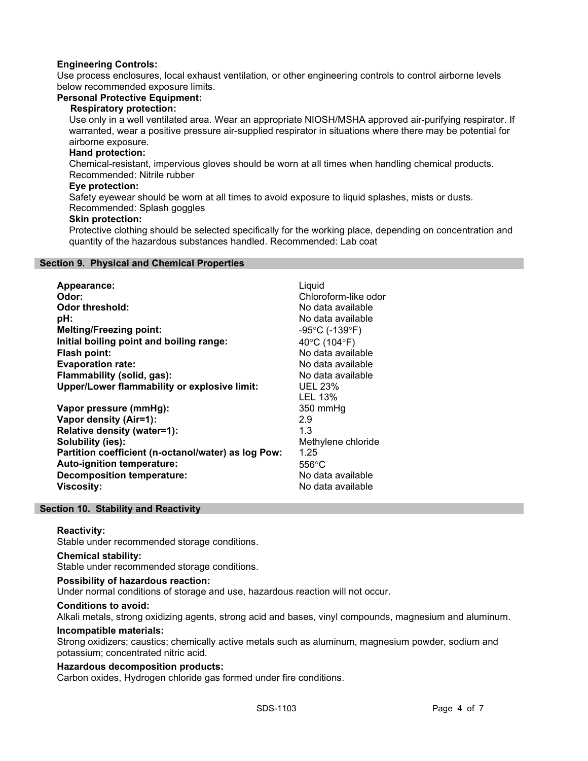**Engineering Controls:**
Use process enclosures, local exhaust ventilation, or other engineering controls to control airborne levels below recommended exposure limits.

**Personal Protective Equipment:**

**Respiratory protection:**
Use only in a well ventilated area. Wear an appropriate NIOSH/MSHA approved air-purifying respirator. If warranted, wear a positive pressure air-supplied respirator in situations where there may be potential for airborne exposure.

**Hand protection:**
Chemical-resistant, impervious gloves should be worn at all times when handling chemical products. Recommended: Nitrile rubber

**Eye protection:**
Safety eyewear should be worn at all times to avoid exposure to liquid splashes, mists or dusts. Recommended: Splash goggles

**Skin protection:**
Protective clothing should be selected specifically for the working place, depending on concentration and quantity of the hazardous substances handled. Recommended: Lab coat

## Section 9. Physical and Chemical Properties

| Property | Value |
|---|---|
| **Appearance:** | Liquid |
| **Odor:** | Chloroform-like odor |
| **Odor threshold:** | No data available |
| **pH:** | No data available |
| **Melting/Freezing point:** | -95°C (-139°F) |
| **Initial boiling point and boiling range:** | 40°C (104°F) |
| **Flash point:** | No data available |
| **Evaporation rate:** | No data available |
| **Flammability (solid, gas):** | No data available |
| **Upper/Lower flammability or explosive limit:** | UEL 23%<br>LEL 13% |
| **Vapor pressure (mmHg):** | 350 mmHg |
| **Vapor density (Air=1):** | 2.9 |
| **Relative density (water=1):** | 1.3 |
| **Solubility (ies):** | Methylene chloride |
| **Partition coefficient (n-octanol/water) as log Pow:** | 1.25 |
| **Auto-ignition temperature:** | 556°C |
| **Decomposition temperature:** | No data available |
| **Viscosity:** | No data available |

## Section 10. Stability and Reactivity

**Reactivity:**
Stable under recommended storage conditions.

**Chemical stability:**
Stable under recommended storage conditions.

**Possibility of hazardous reaction:**
Under normal conditions of storage and use, hazardous reaction will not occur.

**Conditions to avoid:**
Alkali metals, strong oxidizing agents, strong acid and bases, vinyl compounds, magnesium and aluminum.

**Incompatible materials:**
Strong oxidizers; caustics; chemically active metals such as aluminum, magnesium powder, sodium and potassium; concentrated nitric acid.

**Hazardous decomposition products:**
Carbon oxides, Hydrogen chloride gas formed under fire conditions.

SDS-1103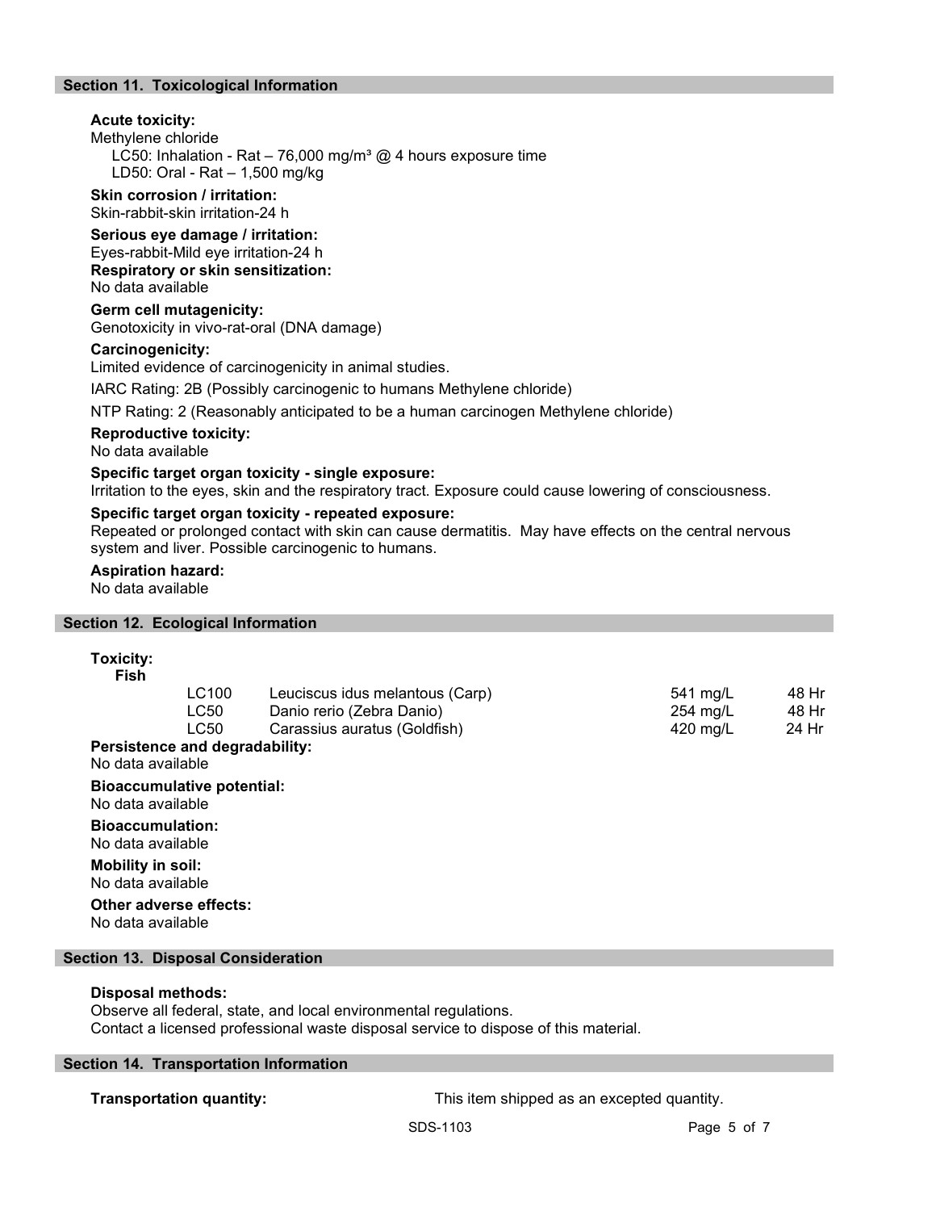## Section 11. Toxicological Information

**Acute toxicity:**
Methylene chloride
LC50: Inhalation - Rat – 76,000 mg/m³ @ 4 hours exposure time
LD50: Oral - Rat – 1,500 mg/kg

**Skin corrosion / irritation:**
Skin-rabbit-skin irritation-24 h

**Serious eye damage / irritation:**
Eyes-rabbit-Mild eye irritation-24 h

**Respiratory or skin sensitization:**
No data available

**Germ cell mutagenicity:**
Genotoxicity in vivo-rat-oral (DNA damage)

**Carcinogenicity:**
Limited evidence of carcinogenicity in animal studies.

IARC Rating: 2B (Possibly carcinogenic to humans Methylene chloride)

NTP Rating: 2 (Reasonably anticipated to be a human carcinogen Methylene chloride)

**Reproductive toxicity:**
No data available

**Specific target organ toxicity - single exposure:**
Irritation to the eyes, skin and the respiratory tract. Exposure could cause lowering of consciousness.

**Specific target organ toxicity - repeated exposure:**
Repeated or prolonged contact with skin can cause dermatitis. May have effects on the central nervous system and liver. Possible carcinogenic to humans.

**Aspiration hazard:**
No data available

## Section 12. Ecological Information

**Toxicity:**
**Fish**

| | | | |
|---|---|---|---|
| LC100 | Leuciscus idus melantous (Carp) | 541 mg/L | 48 Hr |
| LC50 | Danio rerio (Zebra Danio) | 254 mg/L | 48 Hr |
| LC50 | Carassius auratus (Goldfish) | 420 mg/L | 24 Hr |

**Persistence and degradability:**
No data available

**Bioaccumulative potential:**
No data available

**Bioaccumulation:**
No data available

**Mobility in soil:**
No data available

**Other adverse effects:**
No data available

## Section 13. Disposal Consideration

**Disposal methods:**
Observe all federal, state, and local environmental regulations.
Contact a licensed professional waste disposal service to dispose of this material.

## Section 14. Transportation Information

**Transportation quantity:** This item shipped as an excepted quantity.

SDS-1103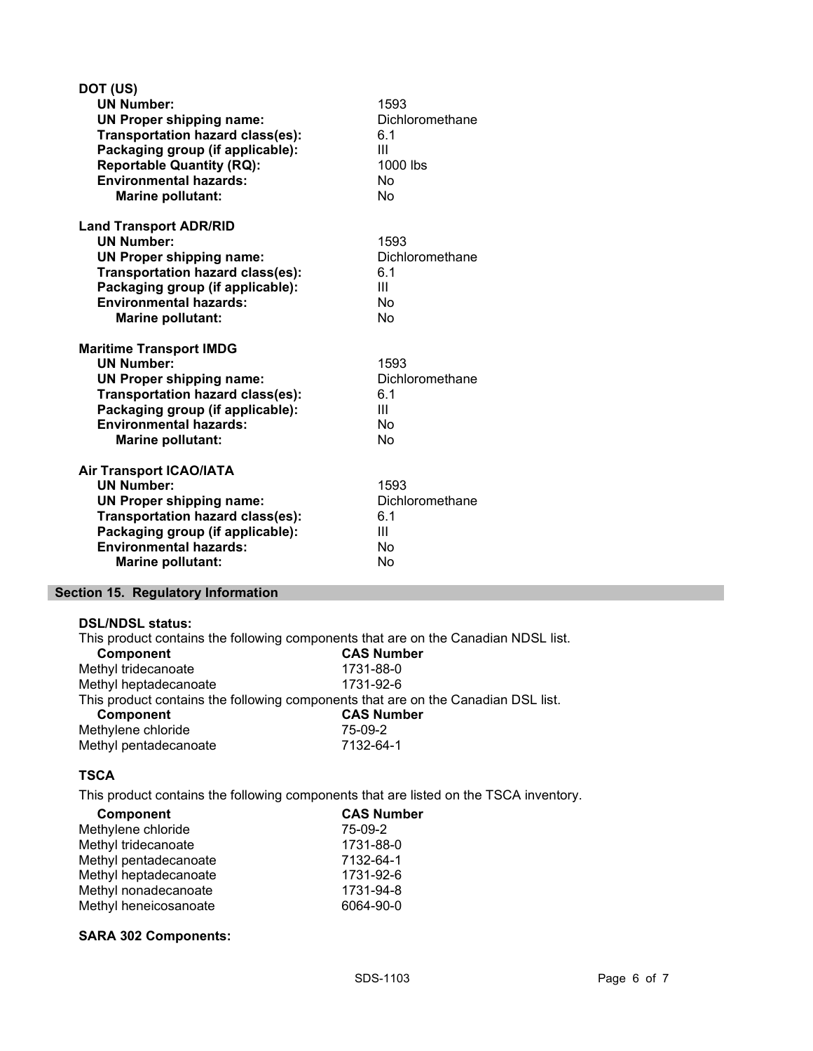**DOT (US)**

| | |
|---|---|
| **UN Number:** | 1593 |
| **UN Proper shipping name:** | Dichloromethane |
| **Transportation hazard class(es):** | 6.1 |
| **Packaging group (if applicable):** | III |
| **Reportable Quantity (RQ):** | 1000 lbs |
| **Environmental hazards:** | No |
| **Marine pollutant:** | No |

**Land Transport ADR/RID**

| | |
|---|---|
| **UN Number:** | 1593 |
| **UN Proper shipping name:** | Dichloromethane |
| **Transportation hazard class(es):** | 6.1 |
| **Packaging group (if applicable):** | III |
| **Environmental hazards:** | No |
| **Marine pollutant:** | No |

**Maritime Transport IMDG**

| | |
|---|---|
| **UN Number:** | 1593 |
| **UN Proper shipping name:** | Dichloromethane |
| **Transportation hazard class(es):** | 6.1 |
| **Packaging group (if applicable):** | III |
| **Environmental hazards:** | No |
| **Marine pollutant:** | No |

**Air Transport ICAO/IATA**

| | |
|---|---|
| **UN Number:** | 1593 |
| **UN Proper shipping name:** | Dichloromethane |
| **Transportation hazard class(es):** | 6.1 |
| **Packaging group (if applicable):** | III |
| **Environmental hazards:** | No |
| **Marine pollutant:** | No |

## Section 15. Regulatory Information

**DSL/NDSL status:**

This product contains the following components that are on the Canadian NDSL list.

| Component | CAS Number |
|---|---|
| Methyl tridecanoate | 1731-88-0 |
| Methyl heptadecanoate | 1731-92-6 |

This product contains the following components that are on the Canadian DSL list.

| Component | CAS Number |
|---|---|
| Methylene chloride | 75-09-2 |
| Methyl pentadecanoate | 7132-64-1 |

**TSCA**

This product contains the following components that are listed on the TSCA inventory.

| Component | CAS Number |
|---|---|
| Methylene chloride | 75-09-2 |
| Methyl tridecanoate | 1731-88-0 |
| Methyl pentadecanoate | 7132-64-1 |
| Methyl heptadecanoate | 1731-92-6 |
| Methyl nonadecanoate | 1731-94-8 |
| Methyl heneicosanoate | 6064-90-0 |

**SARA 302 Components:**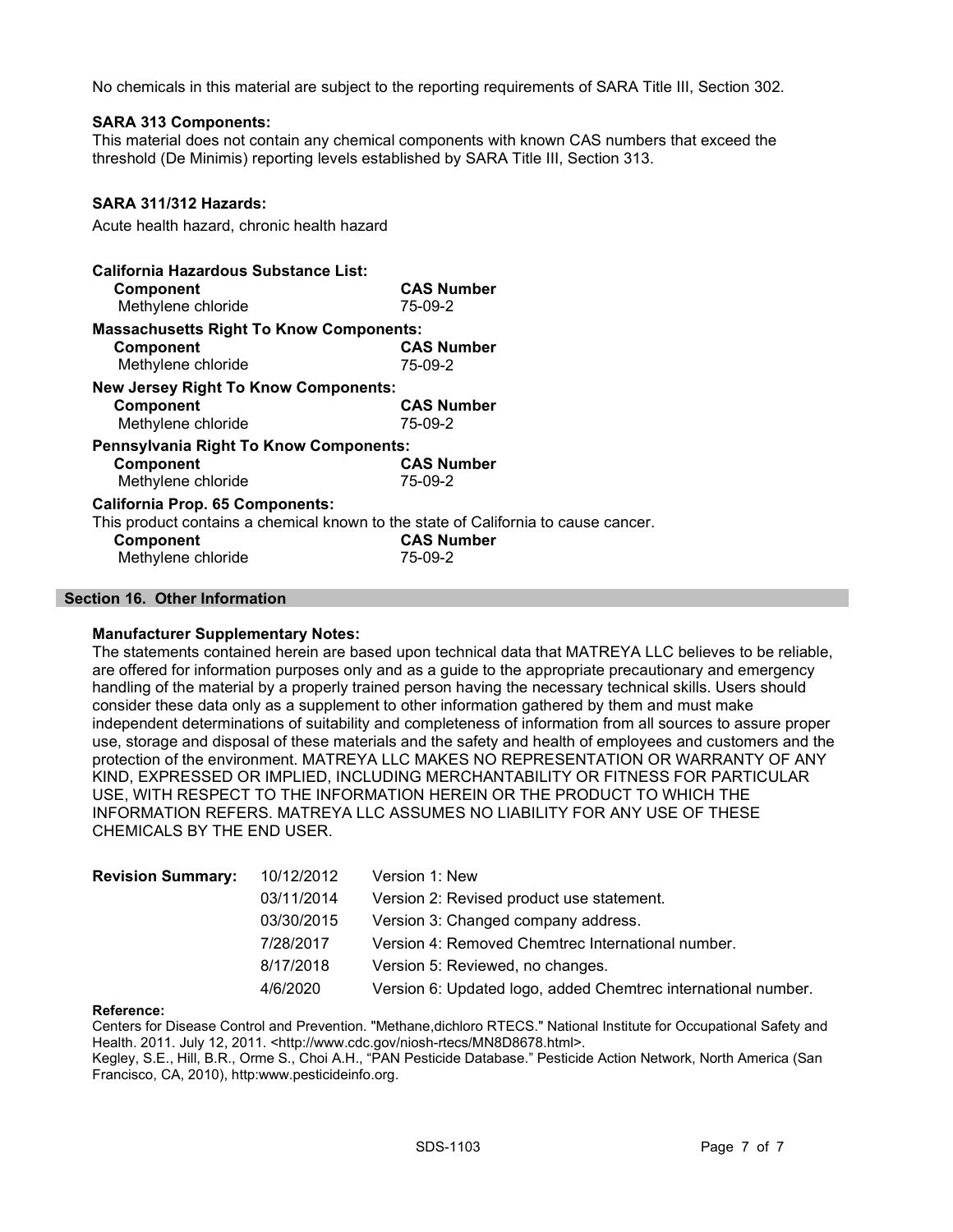No chemicals in this material are subject to the reporting requirements of SARA Title III, Section 302.

**SARA 313 Components:**

This material does not contain any chemical components with known CAS numbers that exceed the threshold (De Minimis) reporting levels established by SARA Title III, Section 313.

**SARA 311/312 Hazards:**

Acute health hazard, chronic health hazard

**California Hazardous Substance List:**

| Component | CAS Number |
|---|---|
| Methylene chloride | 75-09-2 |

**Massachusetts Right To Know Components:**

| Component | CAS Number |
|---|---|
| Methylene chloride | 75-09-2 |

**New Jersey Right To Know Components:**

| Component | CAS Number |
|---|---|
| Methylene chloride | 75-09-2 |

**Pennsylvania Right To Know Components:**

| Component | CAS Number |
|---|---|
| Methylene chloride | 75-09-2 |

**California Prop. 65 Components:**

This product contains a chemical known to the state of California to cause cancer.

| Component | CAS Number |
|---|---|
| Methylene chloride | 75-09-2 |

## Section 16. Other Information

**Manufacturer Supplementary Notes:**

The statements contained herein are based upon technical data that MATREYA LLC believes to be reliable, are offered for information purposes only and as a guide to the appropriate precautionary and emergency handling of the material by a properly trained person having the necessary technical skills. Users should consider these data only as a supplement to other information gathered by them and must make independent determinations of suitability and completeness of information from all sources to assure proper use, storage and disposal of these materials and the safety and health of employees and customers and the protection of the environment. MATREYA LLC MAKES NO REPRESENTATION OR WARRANTY OF ANY KIND, EXPRESSED OR IMPLIED, INCLUDING MERCHANTABILITY OR FITNESS FOR PARTICULAR USE, WITH RESPECT TO THE INFORMATION HEREIN OR THE PRODUCT TO WHICH THE INFORMATION REFERS. MATREYA LLC ASSUMES NO LIABILITY FOR ANY USE OF THESE CHEMICALS BY THE END USER.

| | | |
|---|---|---|
| **Revision Summary:** | 10/12/2012 | Version 1: New |
| | 03/11/2014 | Version 2: Revised product use statement. |
| | 03/30/2015 | Version 3: Changed company address. |
| | 7/28/2017 | Version 4: Removed Chemtrec International number. |
| | 8/17/2018 | Version 5: Reviewed, no changes. |
| | 4/6/2020 | Version 6: Updated logo, added Chemtrec international number. |

**Reference:**

Centers for Disease Control and Prevention. "Methane,dichloro RTECS." National Institute for Occupational Safety and Health. 2011. July 12, 2011. <http://www.cdc.gov/niosh-rtecs/MN8D8678.html>.

Kegley, S.E., Hill, B.R., Orme S., Choi A.H., "PAN Pesticide Database." Pesticide Action Network, North America (San Francisco, CA, 2010), http:www.pesticideinfo.org.

SDS-1103